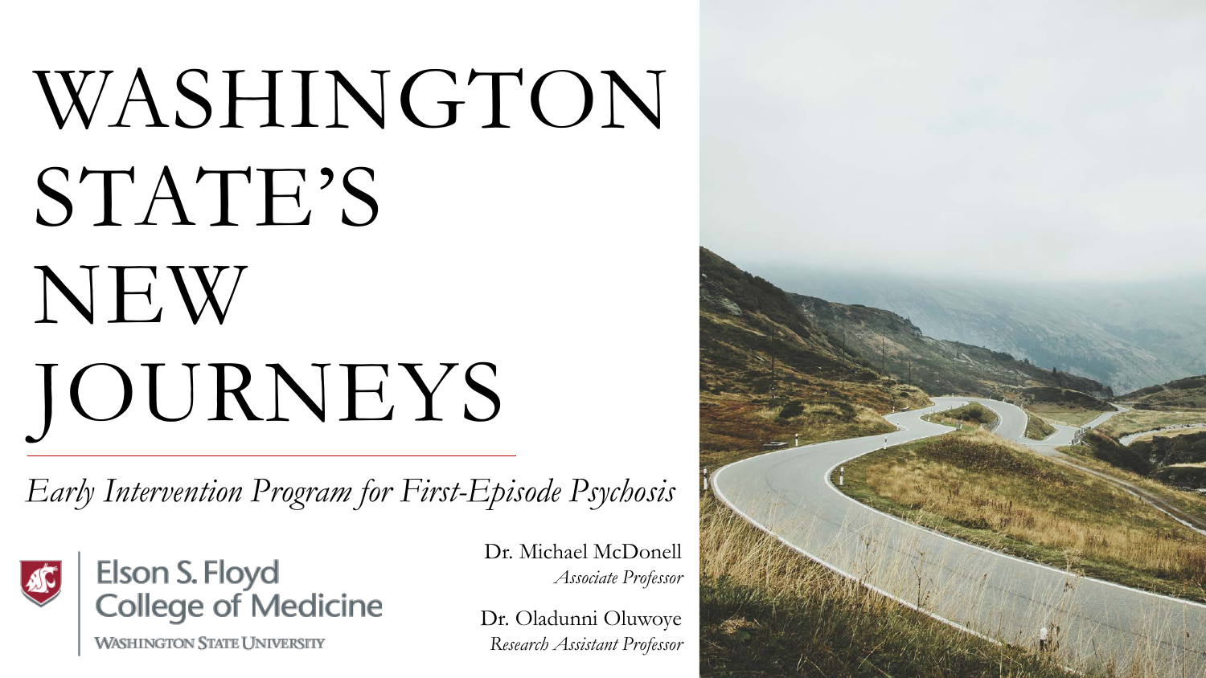# WASHINGTON STATE'S NEW JOURNEYS

*Early Intervention Program for First-Episode Psychosis*

Elson S. Floyd College of Medicine
WASHINGTON STATE UNIVERSITY

Dr. Michael McDonell
*Associate Professor*

Dr. Oladunni Oluwoye
*Research Assistant Professor*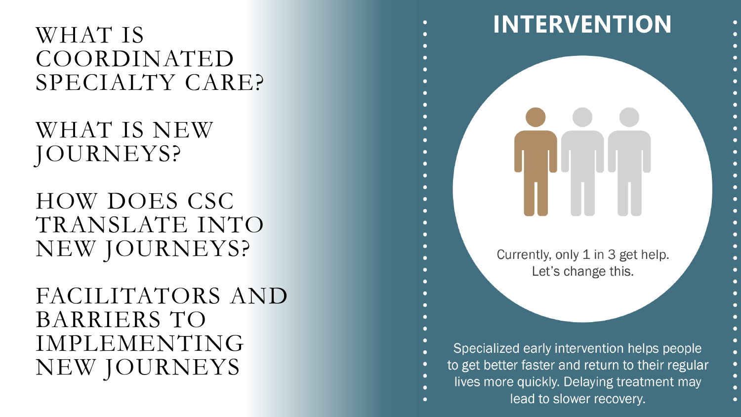WHAT IS COORDINATED SPECIALTY CARE?

WHAT IS NEW JOURNEYS?

HOW DOES CSC TRANSLATE INTO NEW JOURNEYS?

FACILITATORS AND BARRIERS TO IMPLEMENTING NEW JOURNEYS

# INTERVENTION

Currently, only 1 in 3 get help. Let's change this.

Specialized early intervention helps people to get better faster and return to their regular lives more quickly. Delaying treatment may lead to slower recovery.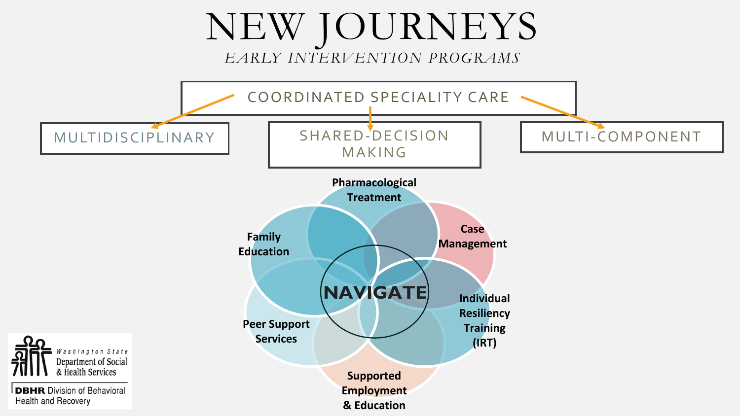# NEW JOURNEYS

*EARLY INTERVENTION PROGRAMS*

COORDINATED SPECIALITY CARE

- MULTIDISCIPLINARY
- SHARED-DECISION MAKING
- MULTI-COMPONENT

NAVIGATE

- Pharmacological Treatment
- Case Management
- Individual Resiliency Training (IRT)
- Supported Employment & Education
- Peer Support Services
- Family Education

Washington State Department of Social & Health Services

DBHR Division of Behavioral Health and Recovery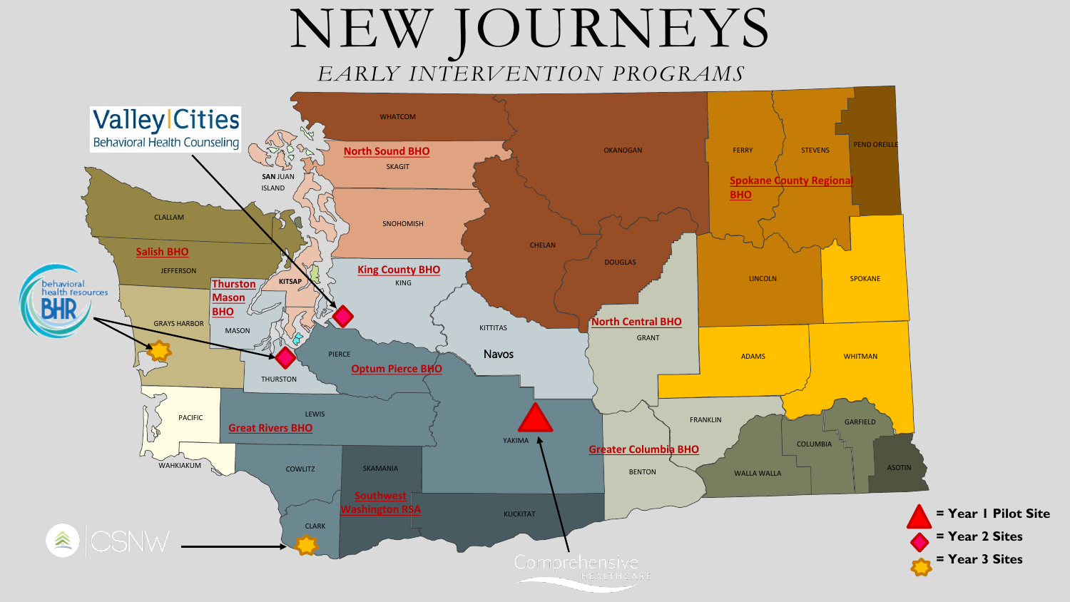# NEW JOURNEYS

*EARLY INTERVENTION PROGRAMS*

Valley|Cities Behavioral Health Counseling

behavioral health resources BHR

CSNW

Comprehensive Healthcare

Navos

North Sound BHO

Salish BHO

Thurston Mason BHO

King County BHO

Optum Pierce BHO

Great Rivers BHO

Southwest Washington RSA

North Central BHO

Greater Columbia BHO

Spokane County Regional BHO

WHATCOM, SKAGIT, SAN JUAN, ISLAND, SNOHOMISH, CLALLAM, JEFFERSON, KITSAP, GRAYS HARBOR, MASON, THURSTON, PIERCE, KING, KITTITAS, PACIFIC, LEWIS, WAHKIAKUM, COWLITZ, SKAMANIA, CLARK, YAKIMA, KLICKITAT, OKANOGAN, CHELAN, DOUGLAS, GRANT, FERRY, STEVENS, PEND OREILLE, LINCOLN, SPOKANE, ADAMS, WHITMAN, FRANKLIN, BENTON, WALLA WALLA, COLUMBIA, GARFIELD, ASOTIN

- ▲ = Year 1 Pilot Site
- ◆ = Year 2 Sites
- ✸ = Year 3 Sites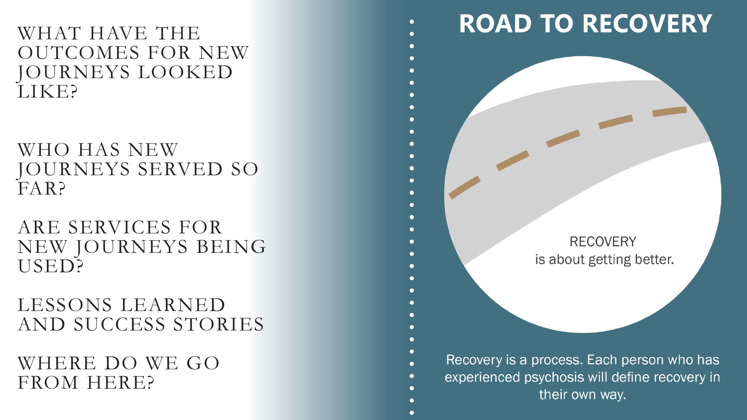WHAT HAVE THE OUTCOMES FOR NEW JOURNEYS LOOKED LIKE?

WHO HAS NEW JOURNEYS SERVED SO FAR?

ARE SERVICES FOR NEW JOURNEYS BEING USED?

LESSONS LEARNED AND SUCCESS STORIES

WHERE DO WE GO FROM HERE?

# ROAD TO RECOVERY

RECOVERY is about getting better.

Recovery is a process. Each person who has experienced psychosis will define recovery in their own way.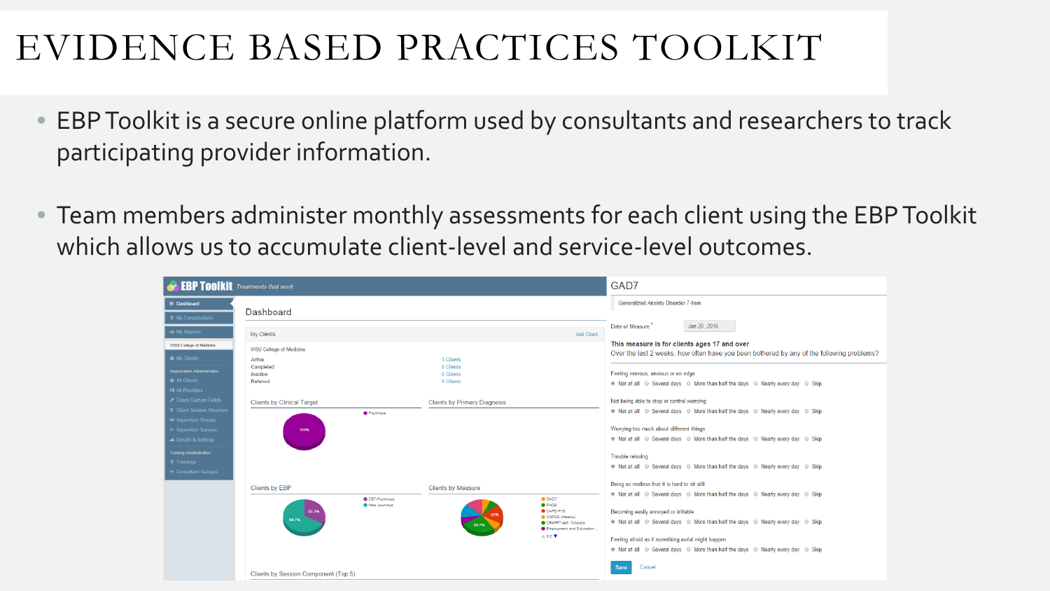# EVIDENCE BASED PRACTICES TOOLKIT

- EBP Toolkit is a secure online platform used by consultants and researchers to track participating provider information.
- Team members administer monthly assessments for each client using the EBP Toolkit which allows us to accumulate client-level and service-level outcomes.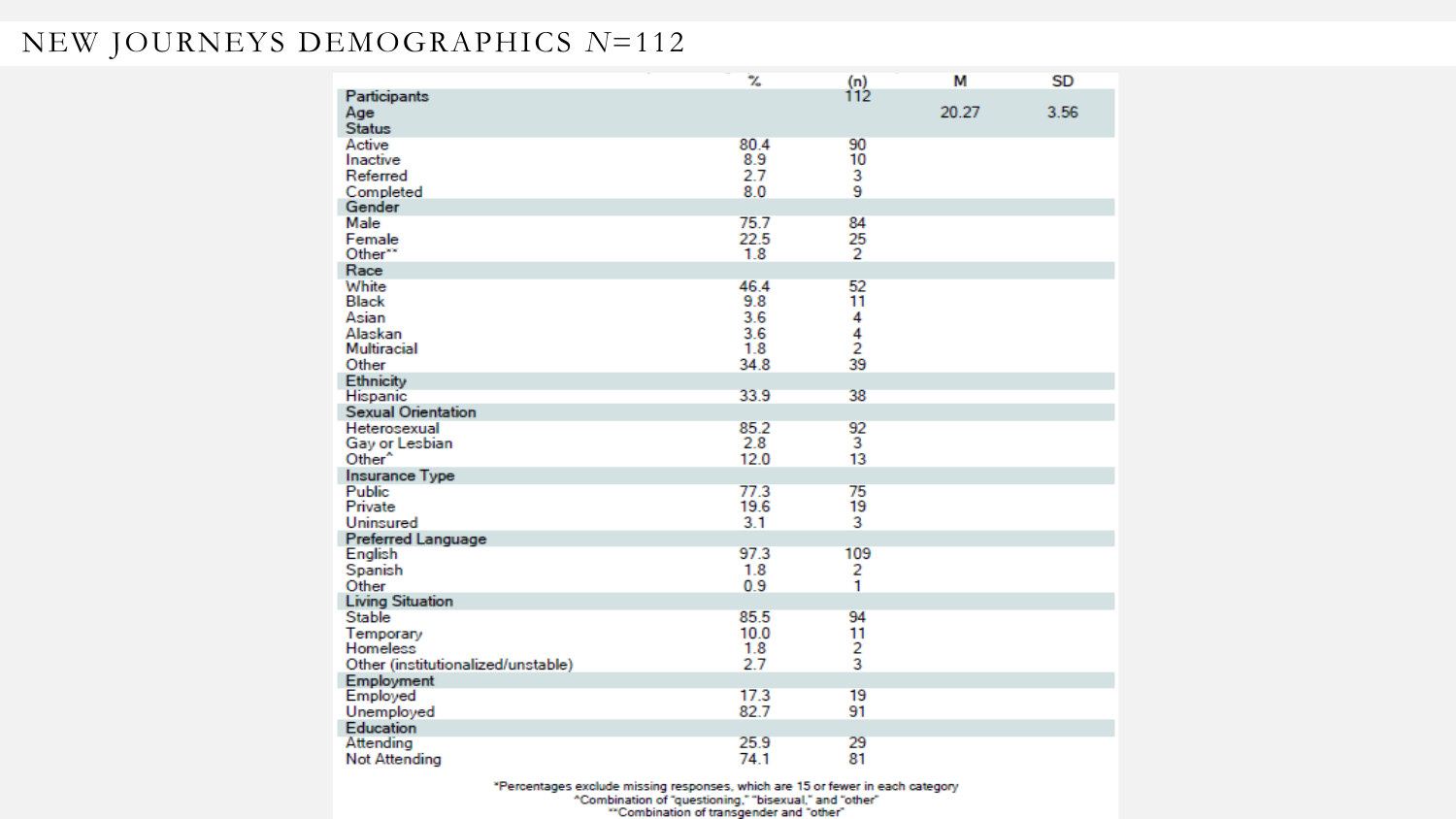# NEW JOURNEYS DEMOGRAPHICS $N$=112

| | % | (n) | M | SD |
|---|---|---|---|---|
| **Participants** | | 112 | | |
| **Age** | | | 20.27 | 3.56 |
| **Status** | | | | |
| Active | 80.4 | 90 | | |
| Inactive | 8.9 | 10 | | |
| Referred | 2.7 | 3 | | |
| Completed | 8.0 | 9 | | |
| **Gender** | | | | |
| Male | 75.7 | 84 | | |
| Female | 22.5 | 25 | | |
| Other** | 1.8 | 2 | | |
| **Race** | | | | |
| White | 46.4 | 52 | | |
| Black | 9.8 | 11 | | |
| Asian | 3.6 | 4 | | |
| Alaskan | 3.6 | 4 | | |
| Multiracial | 1.8 | 2 | | |
| Other | 34.8 | 39 | | |
| **Ethnicity** | | | | |
| Hispanic | 33.9 | 38 | | |
| **Sexual Orientation** | | | | |
| Heterosexual | 85.2 | 92 | | |
| Gay or Lesbian | 2.8 | 3 | | |
| Other^ | 12.0 | 13 | | |
| **Insurance Type** | | | | |
| Public | 77.3 | 75 | | |
| Private | 19.6 | 19 | | |
| Uninsured | 3.1 | 3 | | |
| **Preferred Language** | | | | |
| English | 97.3 | 109 | | |
| Spanish | 1.8 | 2 | | |
| Other | 0.9 | 1 | | |
| **Living Situation** | | | | |
| Stable | 85.5 | 94 | | |
| Temporary | 10.0 | 11 | | |
| Homeless | 1.8 | 2 | | |
| Other (institutionalized/unstable) | 2.7 | 3 | | |
| **Employment** | | | | |
| Employed | 17.3 | 19 | | |
| Unemployed | 82.7 | 91 | | |
| **Education** | | | | |
| Attending | 25.9 | 29 | | |
| Not Attending | 74.1 | 81 | | |

*Percentages exclude missing responses, which are 15 or fewer in each category
^Combination of "questioning," "bisexual," and "other"
**Combination of transgender and "other"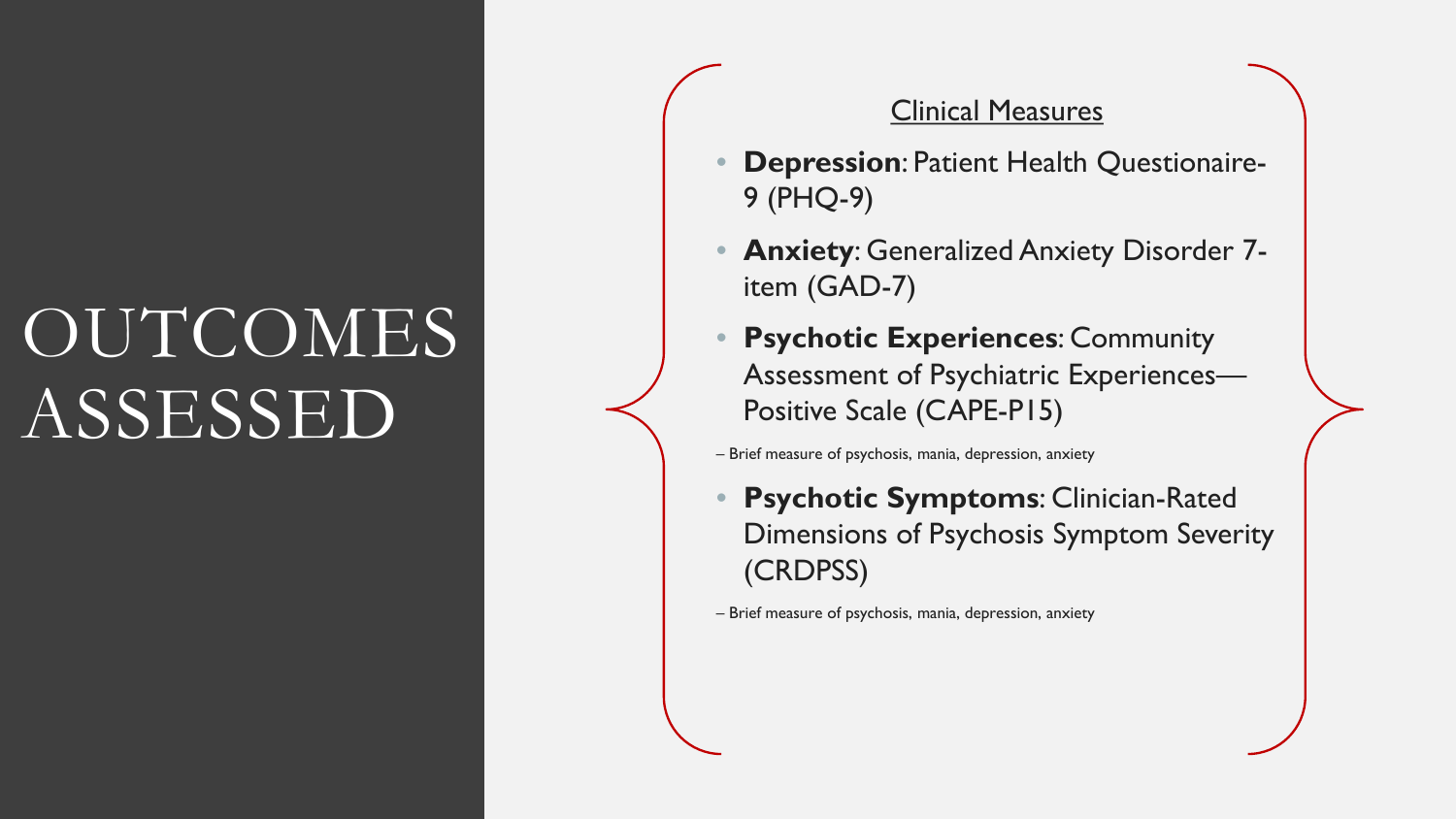# OUTCOMES ASSESSED

## Clinical Measures

- **Depression**: Patient Health Questionaire-9 (PHQ-9)
- **Anxiety**: Generalized Anxiety Disorder 7-item (GAD-7)
- **Psychotic Experiences**: Community Assessment of Psychiatric Experiences—Positive Scale (CAPE-P15)

– Brief measure of psychosis, mania, depression, anxiety

- **Psychotic Symptoms**: Clinician-Rated Dimensions of Psychosis Symptom Severity (CRDPSS)

– Brief measure of psychosis, mania, depression, anxiety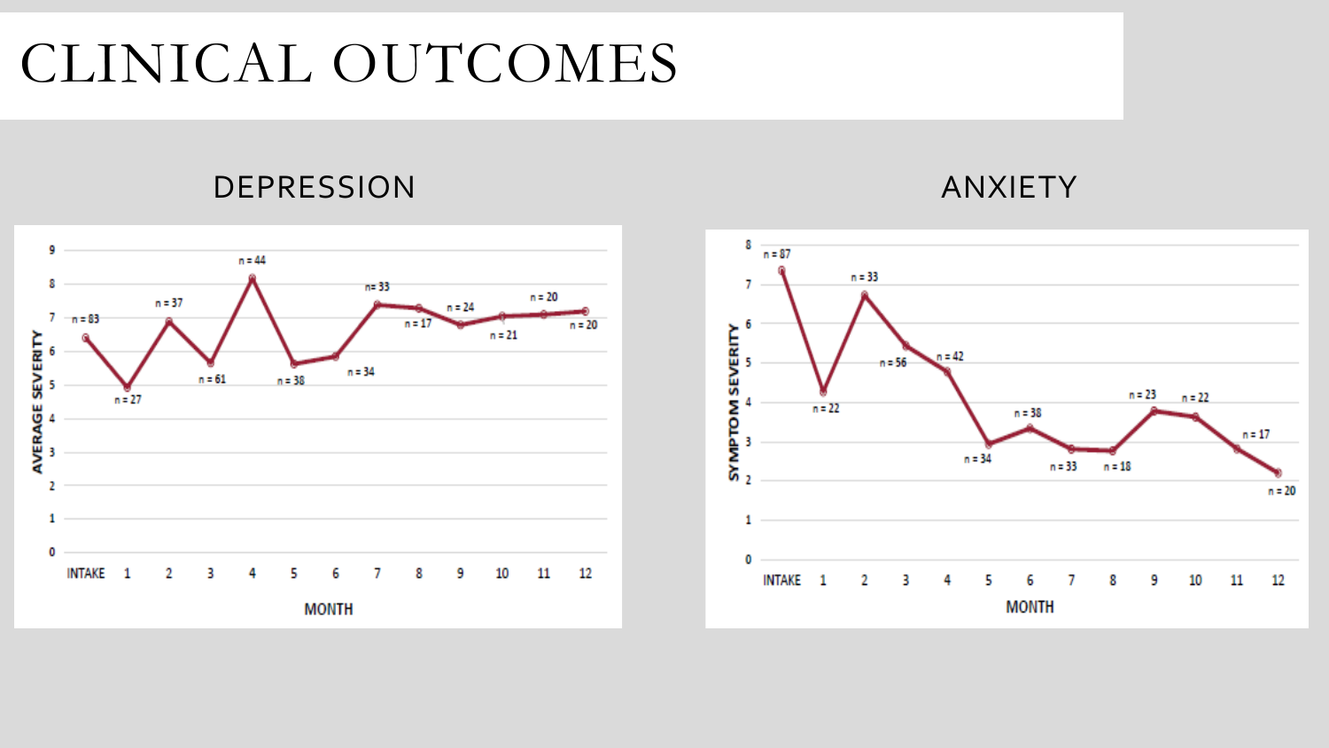# CLINICAL OUTCOMES

## DEPRESSION

AVERAGE SEVERITY

| MONTH | INTAKE | 1 | 2 | 3 | 4 | 5 | 6 | 7 | 8 | 9 | 10 | 11 | 12 |
|---|---|---|---|---|---|---|---|---|---|---|---|---|---|
| n | n = 83 | n = 27 | n = 37 | n = 61 | n = 44 | n = 38 | n = 34 | n= 33 | n = 17 | n = 24 | n = 21 | n = 20 | n = 20 |

## ANXIETY

SYMPTOM SEVERITY

| MONTH | INTAKE | 1 | 2 | 3 | 4 | 5 | 6 | 7 | 8 | 9 | 10 | 11 | 12 |
|---|---|---|---|---|---|---|---|---|---|---|---|---|---|
| n | n = 87 | n = 22 | n = 33 | n = 56 | n = 42 | n = 34 | n = 38 | n = 33 | n = 18 | n = 23 | n = 22 | n = 17 | n = 20 |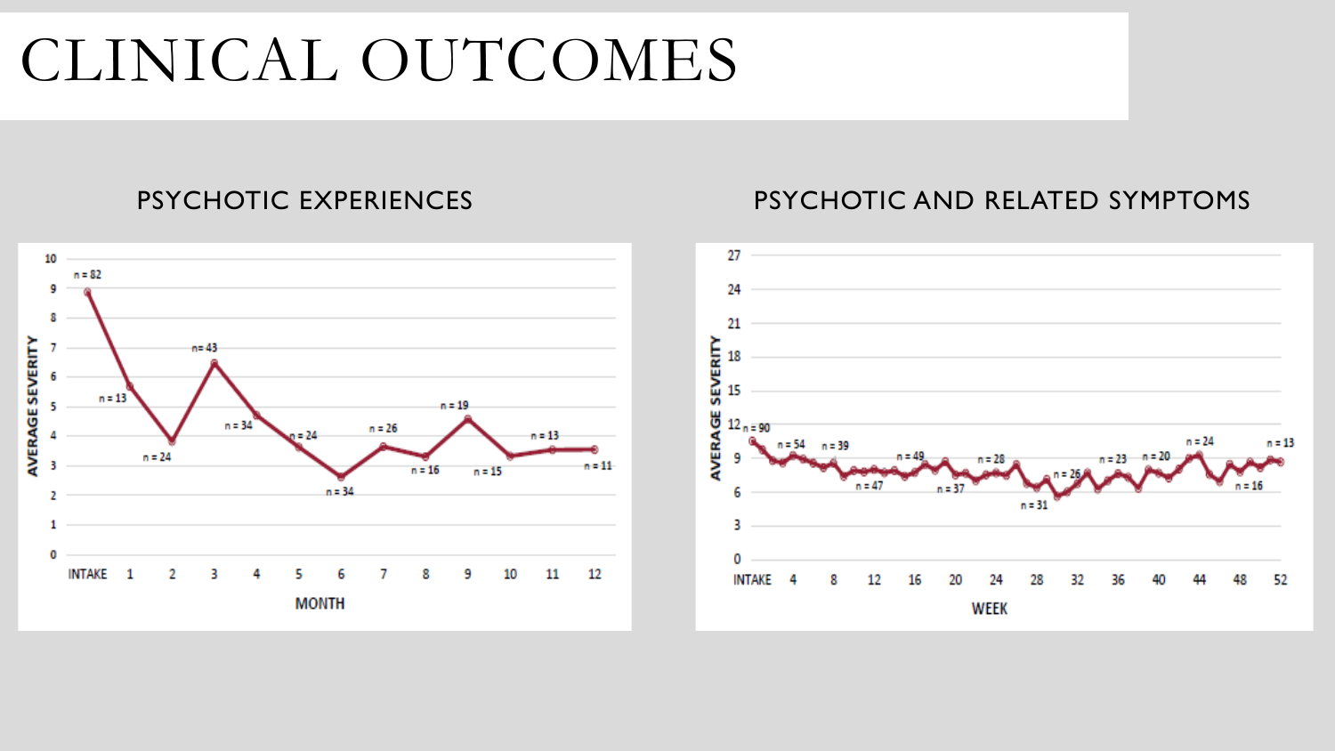# CLINICAL OUTCOMES

## PSYCHOTIC EXPERIENCES

AVERAGE SEVERITY

n = 82, n = 13, n = 24, n= 43, n = 34, n = 24, n = 34, n = 26, n = 16, n = 19, n = 15, n = 13, n = 11

INTAKE 1 2 3 4 5 6 7 8 9 10 11 12

MONTH

## PSYCHOTIC AND RELATED SYMPTOMS

AVERAGE SEVERITY

n = 90, n = 54, n = 39, n = 47, n = 49, n = 37, n = 28, n = 31, n = 26, n = 23, n = 20, n = 24, n = 16, n = 13

INTAKE 4 8 12 16 20 24 28 32 36 40 44 48 52

WEEK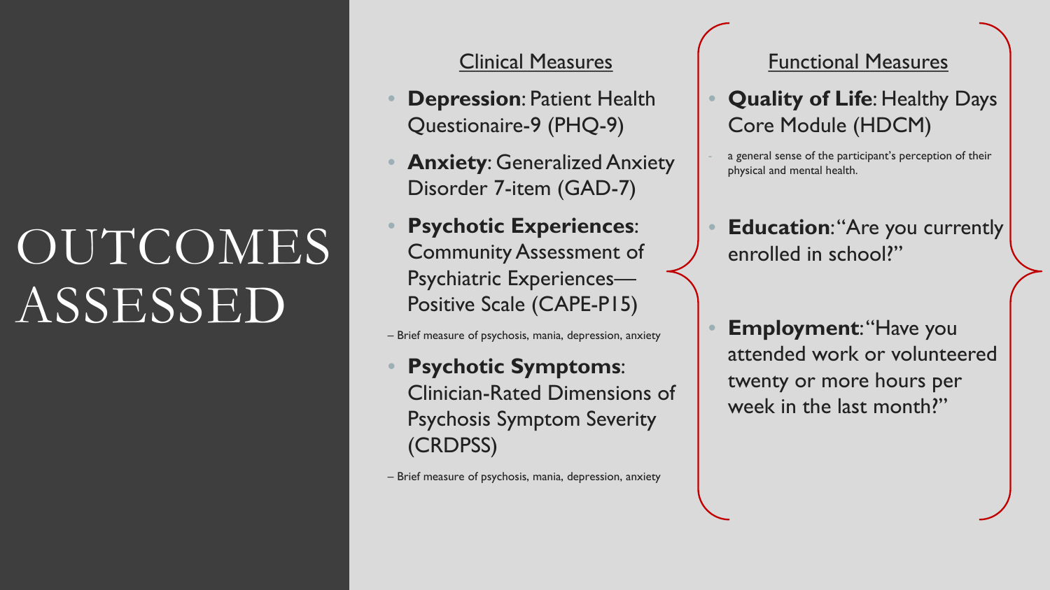# OUTCOMES ASSESSED

## Clinical Measures

- **Depression**: Patient Health Questionaire-9 (PHQ-9)
- **Anxiety**: Generalized Anxiety Disorder 7-item (GAD-7)
- **Psychotic Experiences**: Community Assessment of Psychiatric Experiences—Positive Scale (CAPE-P15)

– Brief measure of psychosis, mania, depression, anxiety

- **Psychotic Symptoms**: Clinician-Rated Dimensions of Psychosis Symptom Severity (CRDPSS)

– Brief measure of psychosis, mania, depression, anxiety

## Functional Measures

- **Quality of Life**: Healthy Days Core Module (HDCM)
  - a general sense of the participant's perception of their physical and mental health.
- **Education**: "Are you currently enrolled in school?"
- **Employment**: "Have you attended work or volunteered twenty or more hours per week in the last month?"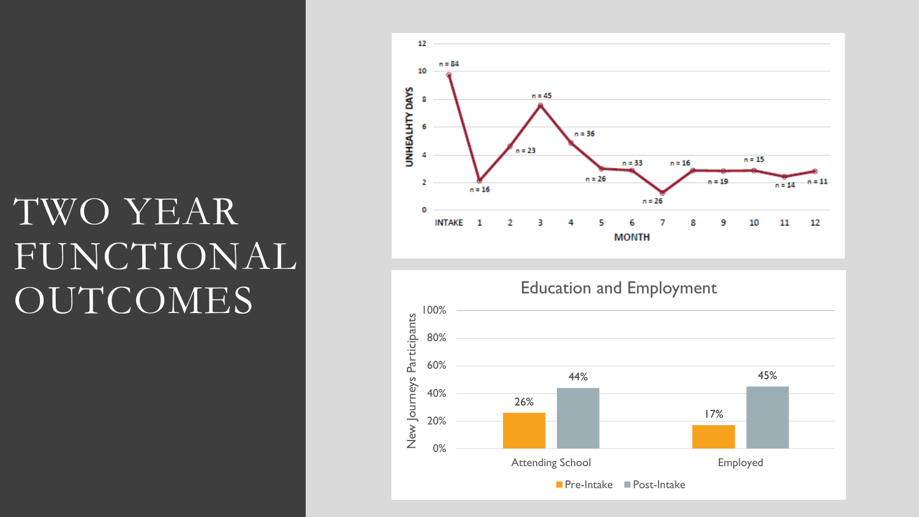# TWO YEAR FUNCTIONAL OUTCOMES

| MONTH | INTAKE | 1 | 2 | 3 | 4 | 5 | 6 | 7 | 8 | 9 | 10 | 11 | 12 |
|---|---|---|---|---|---|---|---|---|---|---|---|---|---|
| n | n = 84 | n = 16 | n = 23 | n = 45 | n = 36 | n = 26 | n = 33 | n = 26 | n = 16 | n = 19 | n = 15 | n = 14 | n = 11 |

UNHEALHTY DAYS

MONTH

## Education and Employment

| New Journeys Participants | Pre-Intake | Post-Intake |
|---|---|---|
| Attending School | 26% | 44% |
| Employed | 17% | 45% |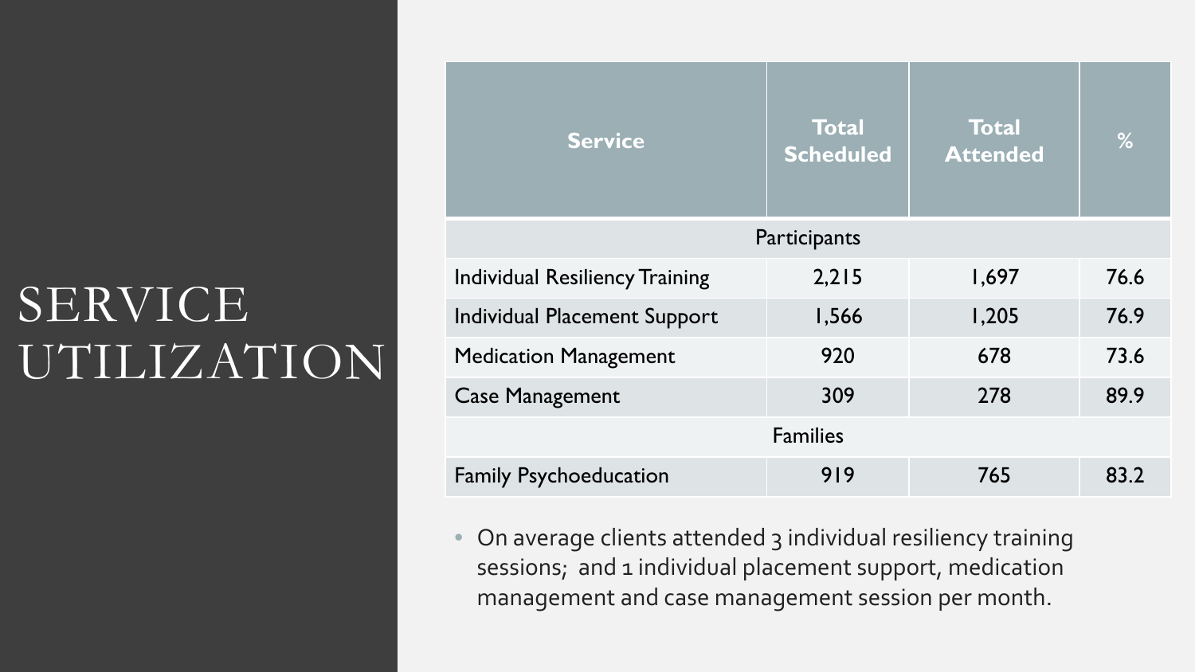# SERVICE UTILIZATION

| Service | Total Scheduled | Total Attended | % |
|---|---|---|---|
| Participants | | | |
| Individual Resiliency Training | 2,215 | 1,697 | 76.6 |
| Individual Placement Support | 1,566 | 1,205 | 76.9 |
| Medication Management | 920 | 678 | 73.6 |
| Case Management | 309 | 278 | 89.9 |
| Families | | | |
| Family Psychoeducation | 919 | 765 | 83.2 |

- On average clients attended 3 individual resiliency training sessions; and 1 individual placement support, medication management and case management session per month.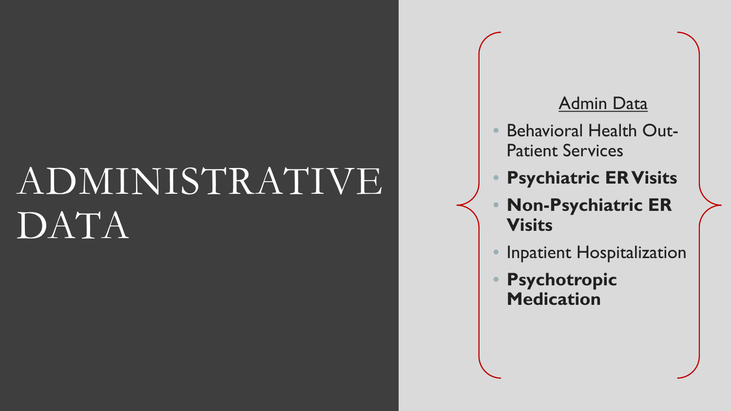# ADMINISTRATIVE DATA

Admin Data

- Behavioral Health Out-Patient Services
- **Psychiatric ER Visits**
- **Non-Psychiatric ER Visits**
- Inpatient Hospitalization
- **Psychotropic Medication**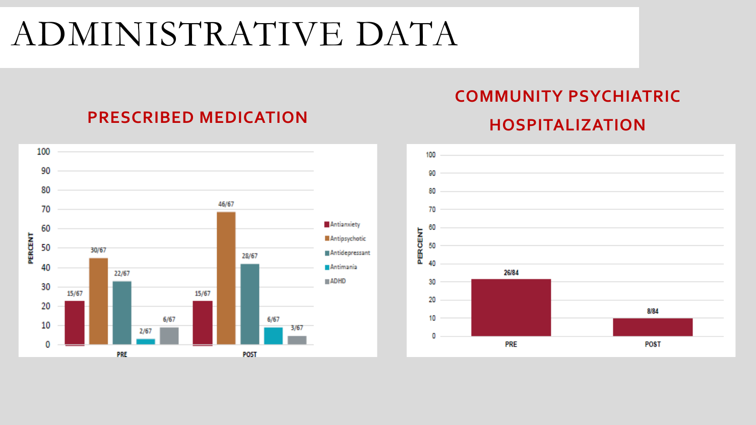# ADMINISTRATIVE DATA

## PRESCRIBED MEDICATION

| | Antianxiety | Antipsychotic | Antidepressant | Antimania | ADHD |
|---|---|---|---|---|---|
| PRE | 15/67 | 30/67 | 22/67 | 2/67 | 6/67 |
| POST | 15/67 | 46/67 | 28/67 | 6/67 | 3/67 |

## COMMUNITY PSYCHIATRIC HOSPITALIZATION

| | PERCENT |
|---|---|
| PRE | 26/84 |
| POST | 8/84 |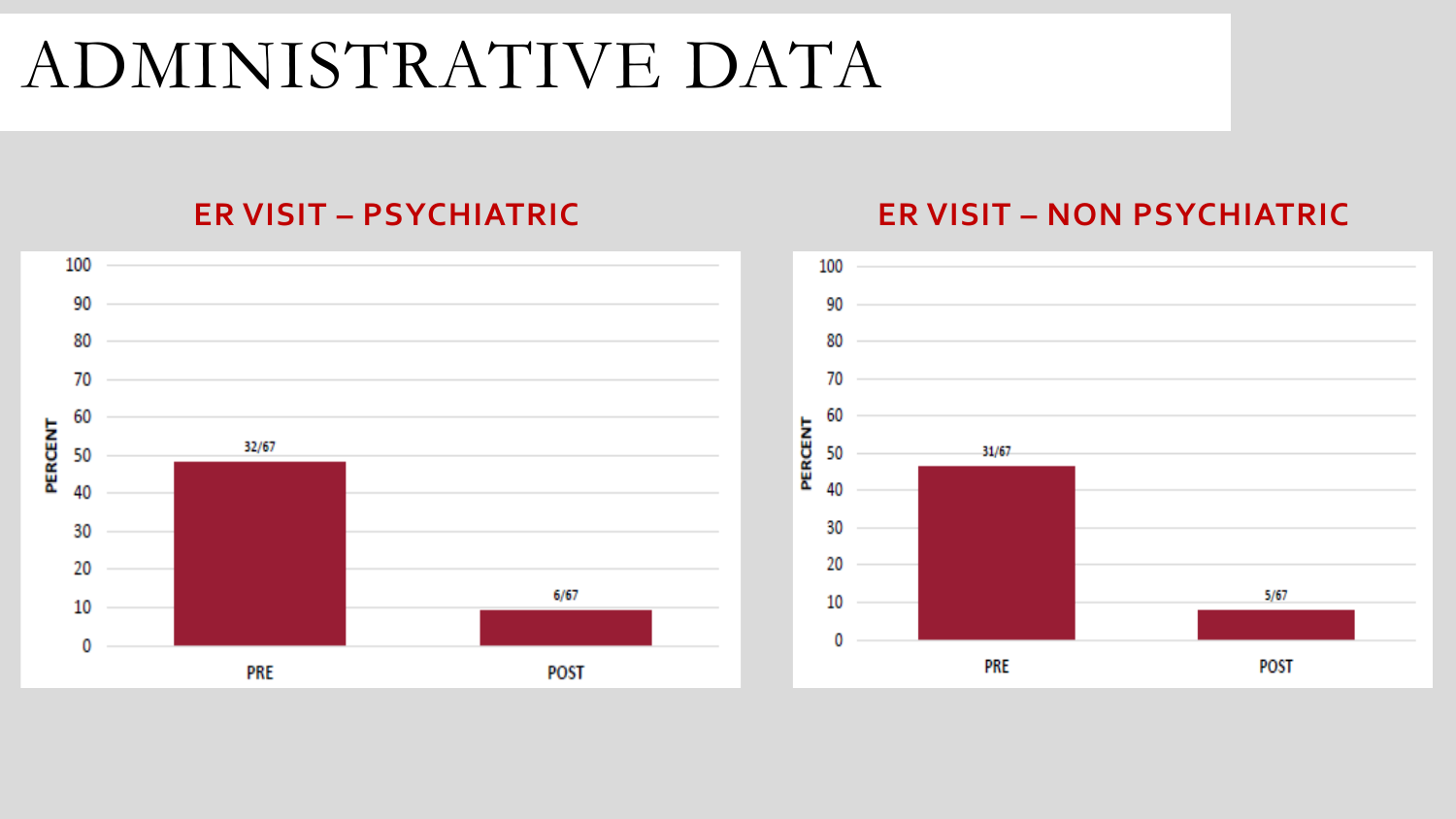# ADMINISTRATIVE DATA

## ER VISIT – PSYCHIATRIC

| | PERCENT |
|---|---|
| PRE | 32/67 |
| POST | 6/67 |

## ER VISIT – NON PSYCHIATRIC

| | PERCENT |
|---|---|
| PRE | 31/67 |
| POST | 5/67 |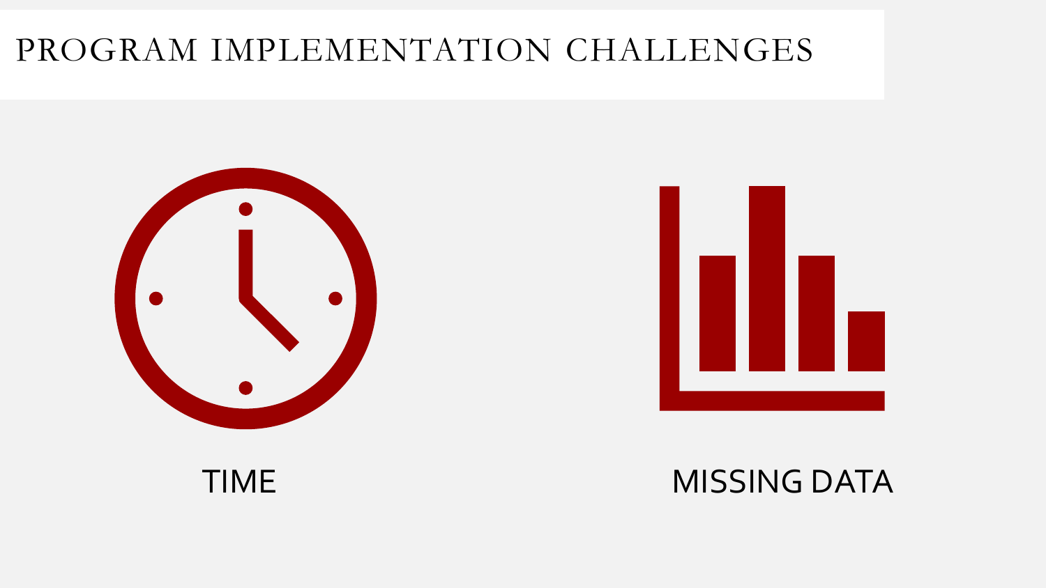# PROGRAM IMPLEMENTATION CHALLENGES

TIME

MISSING DATA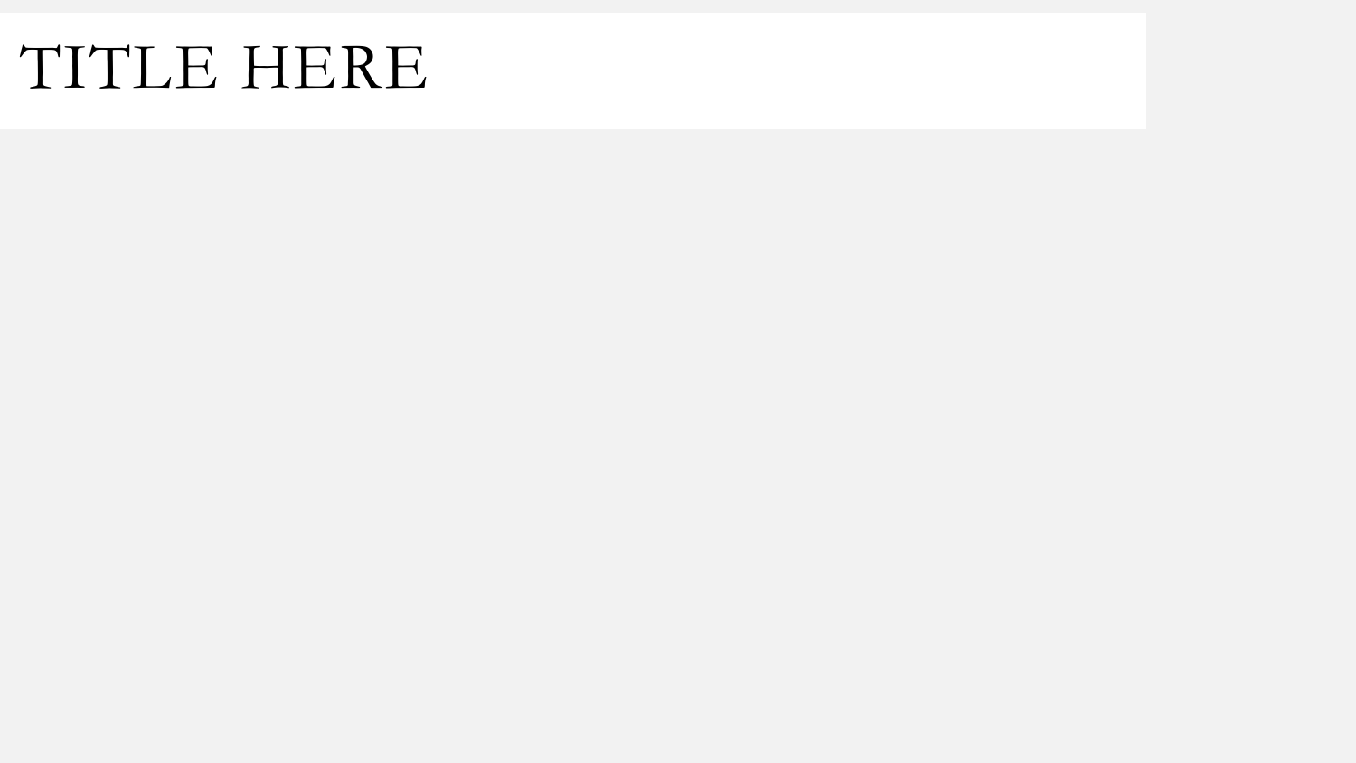# TITLE HERE